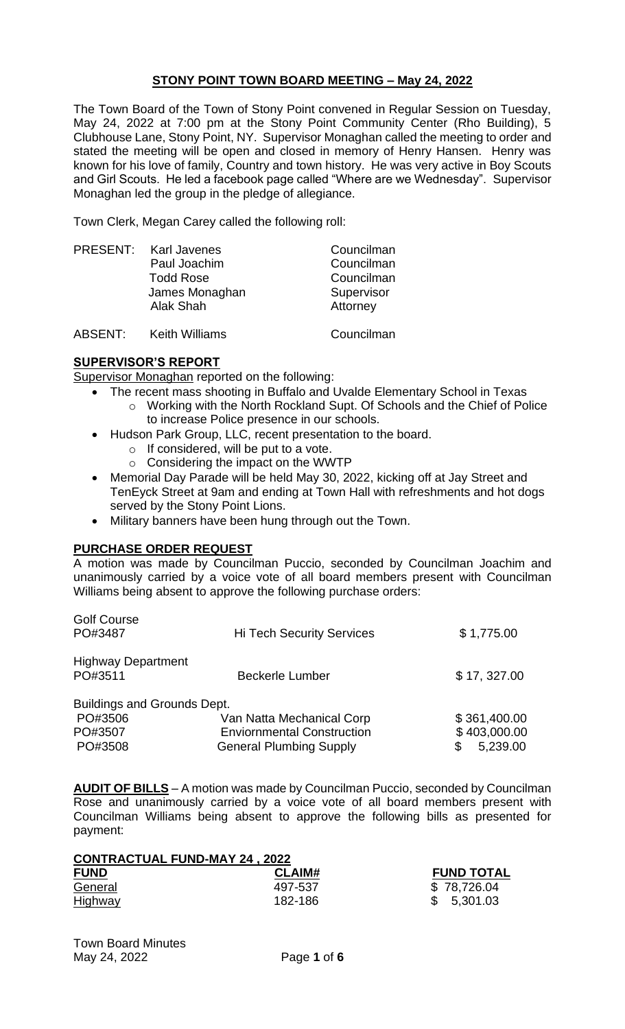# STONY POINT TOWN BOARD MEETING – May 24, 2022

The Town Board of the Town of Stony Point convened in Regular Session on Tuesday, May 24, 2022 at 7:00 pm at the Stony Point Community Center (Rho Building), 5 Clubhouse Lane, Stony Point, NY. Supervisor Monaghan called the meeting to order and stated the meeting will be open and closed in memory of Henry Hansen. Henry was known for his love of family, Country and town history. He was very active in Boy Scouts and Girl Scouts. He led a facebook page called "Where are we Wednesday". Supervisor Monaghan led the group in the pledge of allegiance.

Town Clerk, Megan Carey called the following roll:

| | | |
|---|---|---|
| PRESENT: | Karl Javenes | Councilman |
| | Paul Joachim | Councilman |
| | Todd Rose | Councilman |
| | James Monaghan | Supervisor |
| | Alak Shah | Attorney |
| ABSENT: | Keith Williams | Councilman |

## SUPERVISOR'S REPORT

Supervisor Monaghan reported on the following:

- The recent mass shooting in Buffalo and Uvalde Elementary School in Texas
  - Working with the North Rockland Supt. Of Schools and the Chief of Police to increase Police presence in our schools.
- Hudson Park Group, LLC, recent presentation to the board.
  - If considered, will be put to a vote.
  - Considering the impact on the WWTP
- Memorial Day Parade will be held May 30, 2022, kicking off at Jay Street and TenEyck Street at 9am and ending at Town Hall with refreshments and hot dogs served by the Stony Point Lions.
- Military banners have been hung through out the Town.

## PURCHASE ORDER REQUEST

A motion was made by Councilman Puccio, seconded by Councilman Joachim and unanimously carried by a voice vote of all board members present with Councilman Williams being absent to approve the following purchase orders:

| | | |
|---|---|---|
| Golf Course | | |
| PO#3487 | Hi Tech Security Services | $ 1,775.00 |
| Highway Department | | |
| PO#3511 | Beckerle Lumber | $ 17, 327.00 |
| Buildings and Grounds Dept. | | |
| PO#3506 | Van Natta Mechanical Corp | $ 361,400.00 |
| PO#3507 | Enviornmental Construction | $ 403,000.00 |
| PO#3508 | General Plumbing Supply | $ 5,239.00 |

**AUDIT OF BILLS** – A motion was made by Councilman Puccio, seconded by Councilman Rose and unanimously carried by a voice vote of all board members present with Councilman Williams being absent to approve the following bills as presented for payment:

**CONTRACTUAL FUND-MAY 24 , 2022**

| FUND | CLAIM# | FUND TOTAL |
|---|---|---|
| General | 497-537 | $ 78,726.04 |
| Highway | 182-186 | $ 5,301.03 |

Town Board Minutes
May 24, 2022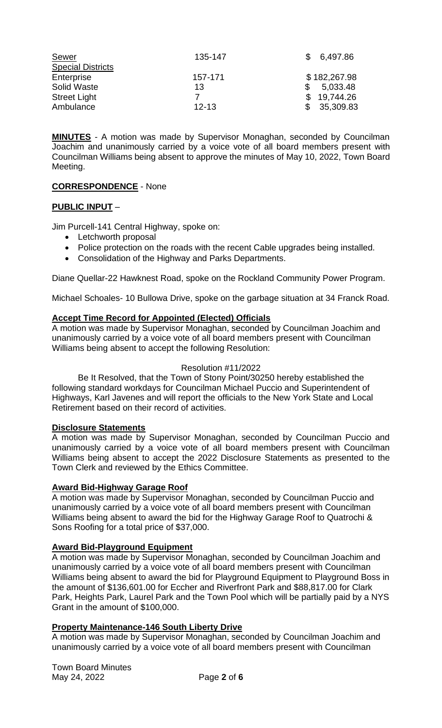| | | |
|---|---|---|
| Sewer | 135-147 | $ 6,497.86 |
| Special Districts | | |
| Enterprise | 157-171 | $ 182,267.98 |
| Solid Waste | 13 | $ 5,033.48 |
| Street Light | 7 | $ 19,744.26 |
| Ambulance | 12-13 | $ 35,309.83 |

**MINUTES** - A motion was made by Supervisor Monaghan, seconded by Councilman Joachim and unanimously carried by a voice vote of all board members present with Councilman Williams being absent to approve the minutes of May 10, 2022, Town Board Meeting.

**CORRESPONDENCE** - None

**PUBLIC INPUT** –

Jim Purcell-141 Central Highway, spoke on:

- Letchworth proposal
- Police protection on the roads with the recent Cable upgrades being installed.
- Consolidation of the Highway and Parks Departments.

Diane Quellar-22 Hawknest Road, spoke on the Rockland Community Power Program.

Michael Schoales- 10 Bullowa Drive, spoke on the garbage situation at 34 Franck Road.

**Accept Time Record for Appointed (Elected) Officials**

A motion was made by Supervisor Monaghan, seconded by Councilman Joachim and unanimously carried by a voice vote of all board members present with Councilman Williams being absent to accept the following Resolution:

Resolution #11/2022

Be It Resolved, that the Town of Stony Point/30250 hereby established the following standard workdays for Councilman Michael Puccio and Superintendent of Highways, Karl Javenes and will report the officials to the New York State and Local Retirement based on their record of activities.

**Disclosure Statements**

A motion was made by Supervisor Monaghan, seconded by Councilman Puccio and unanimously carried by a voice vote of all board members present with Councilman Williams being absent to accept the 2022 Disclosure Statements as presented to the Town Clerk and reviewed by the Ethics Committee.

**Award Bid-Highway Garage Roof**

A motion was made by Supervisor Monaghan, seconded by Councilman Puccio and unanimously carried by a voice vote of all board members present with Councilman Williams being absent to award the bid for the Highway Garage Roof to Quatrochi & Sons Roofing for a total price of $37,000.

**Award Bid-Playground Equipment**

A motion was made by Supervisor Monaghan, seconded by Councilman Joachim and unanimously carried by a voice vote of all board members present with Councilman Williams being absent to award the bid for Playground Equipment to Playground Boss in the amount of $136,601.00 for Eccher and Riverfront Park and $88,817.00 for Clark Park, Heights Park, Laurel Park and the Town Pool which will be partially paid by a NYS Grant in the amount of $100,000.

**Property Maintenance-146 South Liberty Drive**

A motion was made by Supervisor Monaghan, seconded by Councilman Joachim and unanimously carried by a voice vote of all board members present with Councilman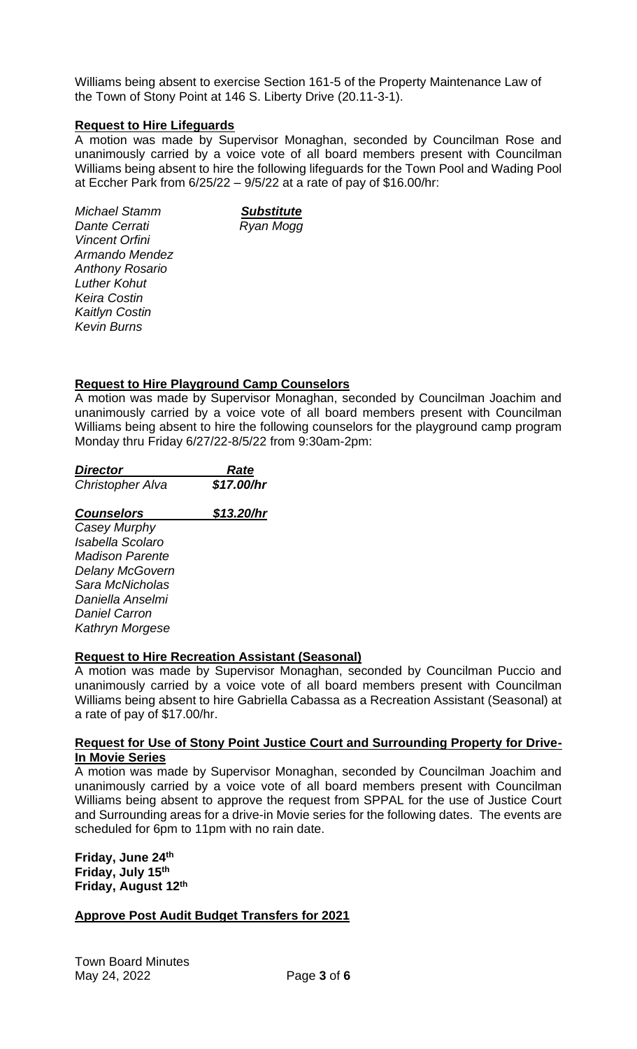Williams being absent to exercise Section 161-5 of the Property Maintenance Law of the Town of Stony Point at 146 S. Liberty Drive (20.11-3-1).

**Request to Hire Lifeguards**

A motion was made by Supervisor Monaghan, seconded by Councilman Rose and unanimously carried by a voice vote of all board members present with Councilman Williams being absent to hire the following lifeguards for the Town Pool and Wading Pool at Eccher Park from 6/25/22 – 9/5/22 at a rate of pay of $16.00/hr:

| | ***Substitute*** |
|---|---|
| *Michael Stamm* | *Ryan Mogg* |
| *Dante Cerrati* | |
| *Vincent Orfini* | |
| *Armando Mendez* | |
| *Anthony Rosario* | |
| *Luther Kohut* | |
| *Keira Costin* | |
| *Kaitlyn Costin* | |
| *Kevin Burns* | |

**Request to Hire Playground Camp Counselors**

A motion was made by Supervisor Monaghan, seconded by Councilman Joachim and unanimously carried by a voice vote of all board members present with Councilman Williams being absent to hire the following counselors for the playground camp program Monday thru Friday 6/27/22-8/5/22 from 9:30am-2pm:

| ***Director*** | ***Rate*** |
|---|---|
| *Christopher Alva* | ***$17.00/hr*** |

| ***Counselors*** | ***$13.20/hr*** |
|---|---|
| *Casey Murphy* | |
| *Isabella Scolaro* | |
| *Madison Parente* | |
| *Delany McGovern* | |
| *Sara McNicholas* | |
| *Daniella Anselmi* | |
| *Daniel Carron* | |
| *Kathryn Morgese* | |

**Request to Hire Recreation Assistant (Seasonal)**

A motion was made by Supervisor Monaghan, seconded by Councilman Puccio and unanimously carried by a voice vote of all board members present with Councilman Williams being absent to hire Gabriella Cabassa as a Recreation Assistant (Seasonal) at a rate of pay of $17.00/hr.

**Request for Use of Stony Point Justice Court and Surrounding Property for Drive-In Movie Series**

A motion was made by Supervisor Monaghan, seconded by Councilman Joachim and unanimously carried by a voice vote of all board members present with Councilman Williams being absent to approve the request from SPPAL for the use of Justice Court and Surrounding areas for a drive-in Movie series for the following dates. The events are scheduled for 6pm to 11pm with no rain date.

**Friday, June 24th**
**Friday, July 15th**
**Friday, August 12th**

**Approve Post Audit Budget Transfers for 2021**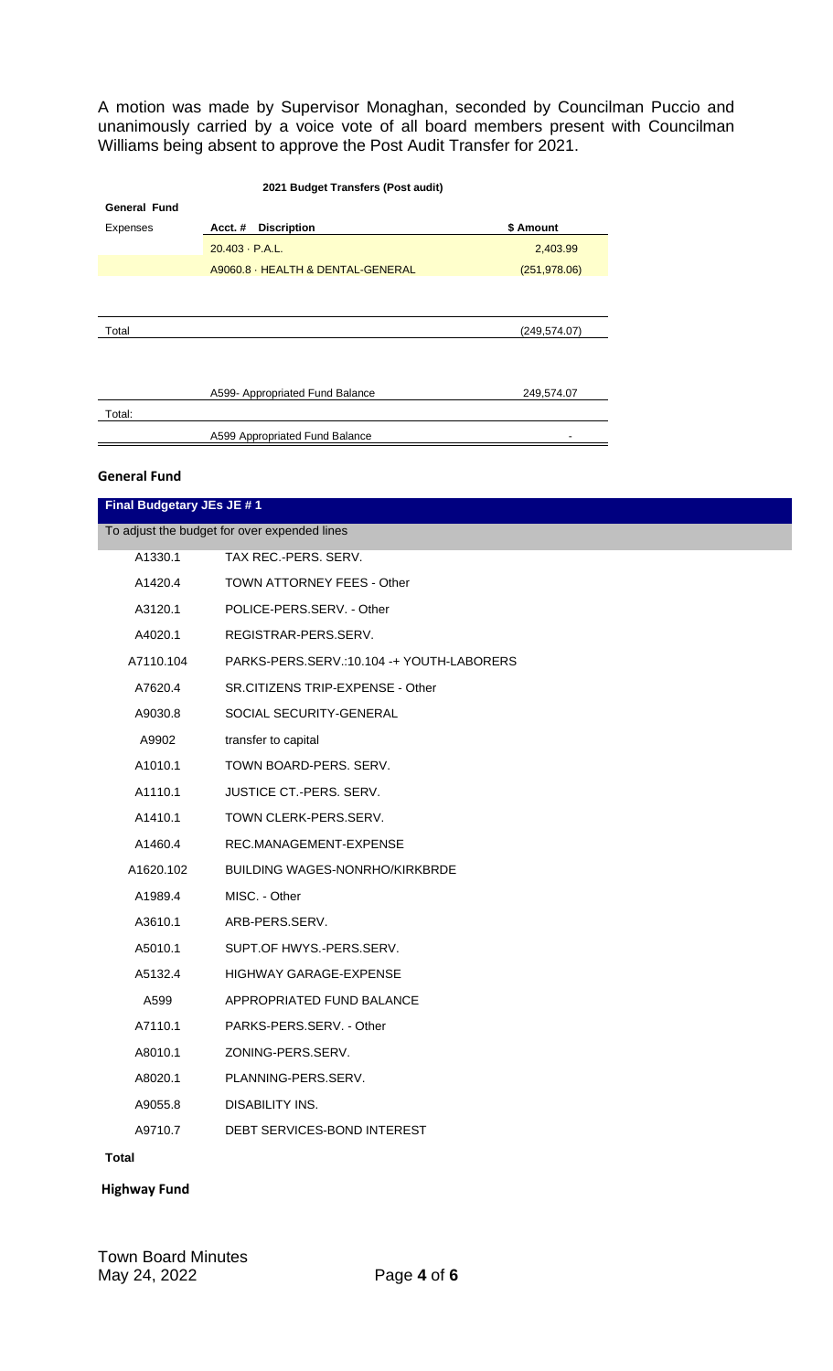A motion was made by Supervisor Monaghan, seconded by Councilman Puccio and unanimously carried by a voice vote of all board members present with Councilman Williams being absent to approve the Post Audit Transfer for 2021.

**2021 Budget Transfers (Post audit)**

| General Fund | | |
|---|---|---|
| Expenses | Acct. # Discription | $ Amount |
| | 20.403 · P.A.L. | 2,403.99 |
| | A9060.8 · HEALTH & DENTAL-GENERAL | (251,978.06) |
| | | |
| Total | | (249,574.07) |
| | | |
| | A599- Appropriated Fund Balance | 249,574.07 |
| Total: | | |
| | A599 Appropriated Fund Balance | - |

## General Fund

| Final Budgetary JEs JE # 1 | |
|---|---|
| To adjust the budget for over expended lines | |
| A1330.1 | TAX REC.-PERS. SERV. |
| A1420.4 | TOWN ATTORNEY FEES - Other |
| A3120.1 | POLICE-PERS.SERV. - Other |
| A4020.1 | REGISTRAR-PERS.SERV. |
| A7110.104 | PARKS-PERS.SERV.:10.104 -+ YOUTH-LABORERS |
| A7620.4 | SR.CITIZENS TRIP-EXPENSE - Other |
| A9030.8 | SOCIAL SECURITY-GENERAL |
| A9902 | transfer to capital |
| A1010.1 | TOWN BOARD-PERS. SERV. |
| A1110.1 | JUSTICE CT.-PERS. SERV. |
| A1410.1 | TOWN CLERK-PERS.SERV. |
| A1460.4 | REC.MANAGEMENT-EXPENSE |
| A1620.102 | BUILDING WAGES-NONRHO/KIRKBRDE |
| A1989.4 | MISC. - Other |
| A3610.1 | ARB-PERS.SERV. |
| A5010.1 | SUPT.OF HWYS.-PERS.SERV. |
| A5132.4 | HIGHWAY GARAGE-EXPENSE |
| A599 | APPROPRIATED FUND BALANCE |
| A7110.1 | PARKS-PERS.SERV. - Other |
| A8010.1 | ZONING-PERS.SERV. |
| A8020.1 | PLANNING-PERS.SERV. |
| A9055.8 | DISABILITY INS. |
| A9710.7 | DEBT SERVICES-BOND INTEREST |
| **Total** | |

**Highway Fund**

Town Board Minutes
May 24, 2022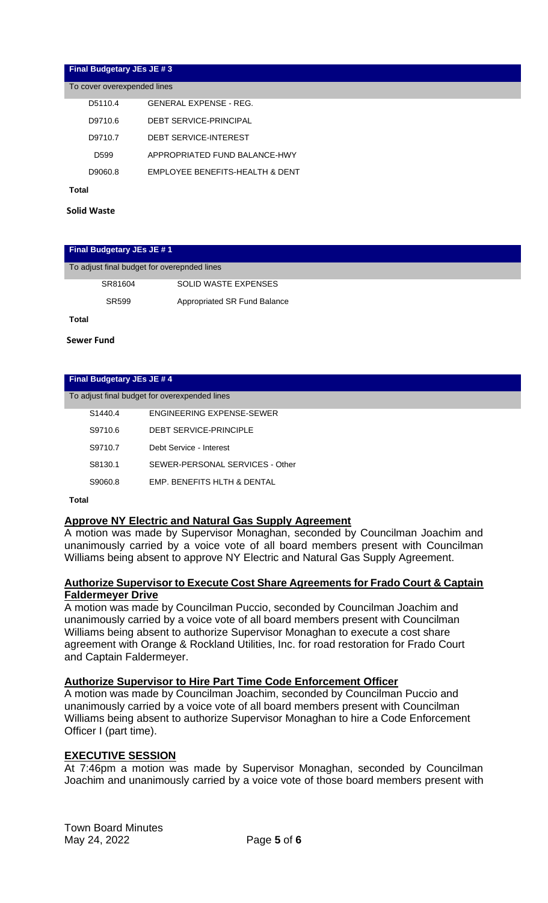| Final Budgetary JEs JE # 3 | |
|---|---|
| To cover overexpended lines | |
| D5110.4 | GENERAL EXPENSE - REG. |
| D9710.6 | DEBT SERVICE-PRINCIPAL |
| D9710.7 | DEBT SERVICE-INTEREST |
| D599 | APPROPRIATED FUND BALANCE-HWY |
| D9060.8 | EMPLOYEE BENEFITS-HEALTH & DENT |
| **Total** | |

**Solid Waste**

| Final Budgetary JEs JE # 1 | |
|---|---|
| To adjust final budget for overepnded lines | |
| SR81604 | SOLID WASTE EXPENSES |
| SR599 | Appropriated SR Fund Balance |
| **Total** | |

**Sewer Fund**

| Final Budgetary JEs JE # 4 | |
|---|---|
| To adjust final budget for overexpended lines | |
| S1440.4 | ENGINEERING EXPENSE-SEWER |
| S9710.6 | DEBT SERVICE-PRINCIPLE |
| S9710.7 | Debt Service - Interest |
| S8130.1 | SEWER-PERSONAL SERVICES - Other |
| S9060.8 | EMP. BENEFITS HLTH & DENTAL |
| **Total** | |

**Approve NY Electric and Natural Gas Supply Agreement**

A motion was made by Supervisor Monaghan, seconded by Councilman Joachim and unanimously carried by a voice vote of all board members present with Councilman Williams being absent to approve NY Electric and Natural Gas Supply Agreement.

**Authorize Supervisor to Execute Cost Share Agreements for Frado Court & Captain Faldermeyer Drive**

A motion was made by Councilman Puccio, seconded by Councilman Joachim and unanimously carried by a voice vote of all board members present with Councilman Williams being absent to authorize Supervisor Monaghan to execute a cost share agreement with Orange & Rockland Utilities, Inc. for road restoration for Frado Court and Captain Faldermeyer.

**Authorize Supervisor to Hire Part Time Code Enforcement Officer**

A motion was made by Councilman Joachim, seconded by Councilman Puccio and unanimously carried by a voice vote of all board members present with Councilman Williams being absent to authorize Supervisor Monaghan to hire a Code Enforcement Officer I (part time).

**EXECUTIVE SESSION**

At 7:46pm a motion was made by Supervisor Monaghan, seconded by Councilman Joachim and unanimously carried by a voice vote of those board members present with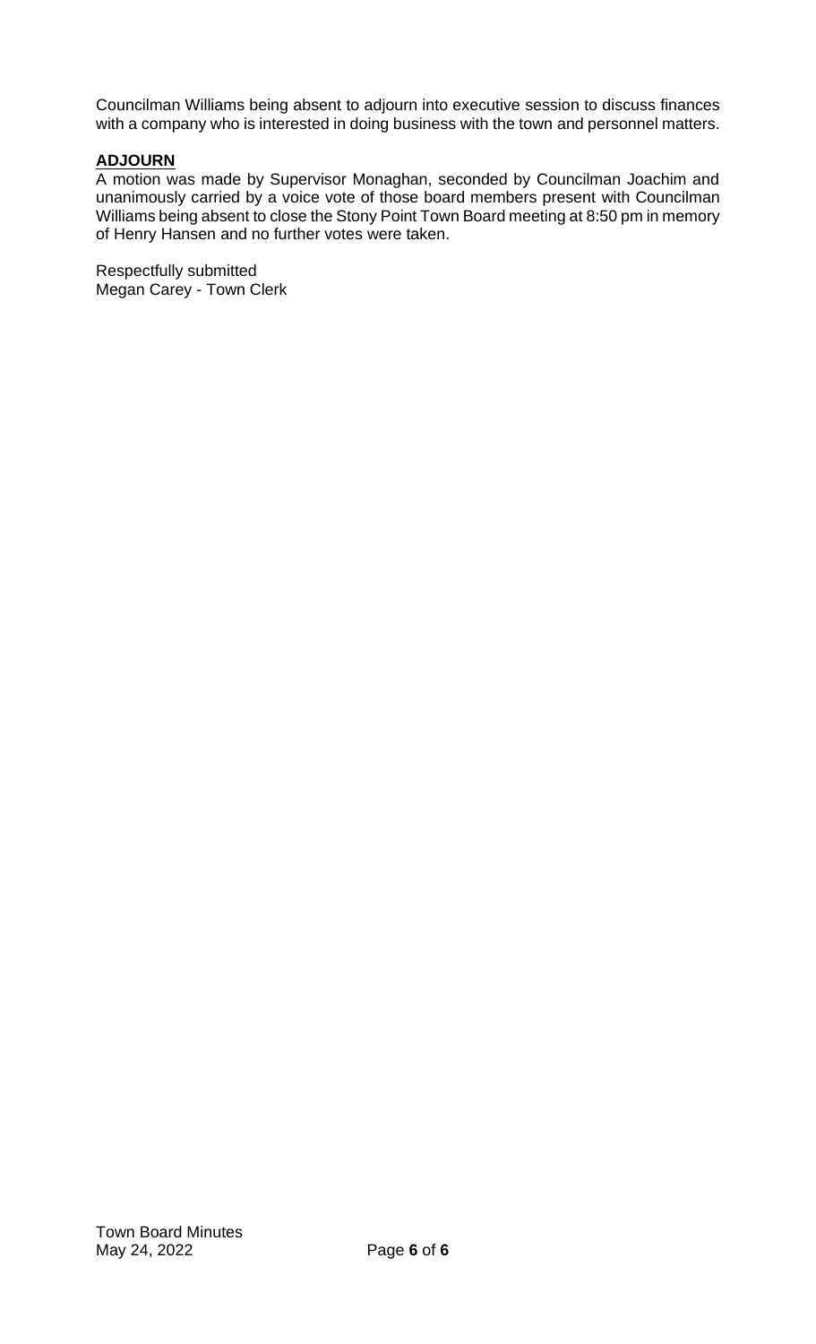Councilman Williams being absent to adjourn into executive session to discuss finances with a company who is interested in doing business with the town and personnel matters.

**ADJOURN**

A motion was made by Supervisor Monaghan, seconded by Councilman Joachim and unanimously carried by a voice vote of those board members present with Councilman Williams being absent to close the Stony Point Town Board meeting at 8:50 pm in memory of Henry Hansen and no further votes were taken.

Respectfully submitted
Megan Carey - Town Clerk